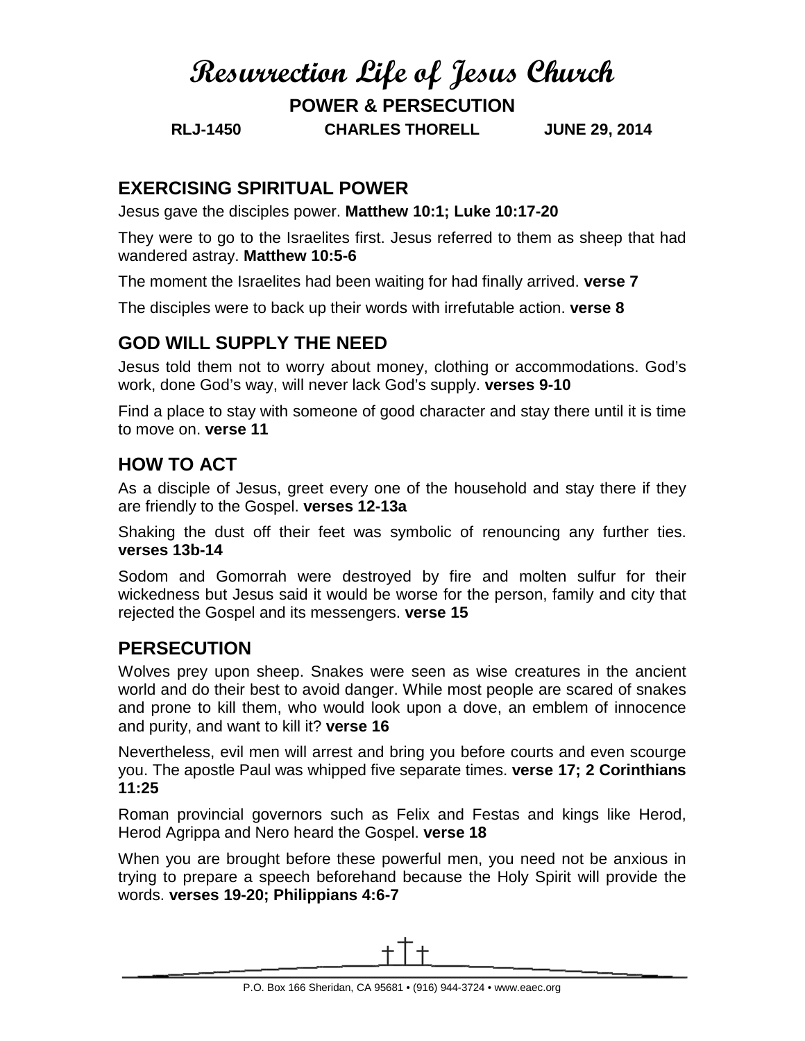# Resurrection Life of Jesus Church

**POWER & PERSECUTION**

**RLJ-1450 CHARLES THORELL JUNE 29, 2014**

## EXERCISING SPIRITUAL POWER

Jesus gave the disciples power. **Matthew 10:1; Luke 10:17-20**

They were to go to the Israelites first. Jesus referred to them as sheep that had wandered astray. **Matthew 10:5-6**

The moment the Israelites had been waiting for had finally arrived. **verse 7**

The disciples were to back up their words with irrefutable action. **verse 8**

## GOD WILL SUPPLY THE NEED

Jesus told them not to worry about money, clothing or accommodations. God's work, done God's way, will never lack God's supply. **verses 9-10**

Find a place to stay with someone of good character and stay there until it is time to move on. **verse 11**

## HOW TO ACT

As a disciple of Jesus, greet every one of the household and stay there if they are friendly to the Gospel. **verses 12-13a**

Shaking the dust off their feet was symbolic of renouncing any further ties. **verses 13b-14**

Sodom and Gomorrah were destroyed by fire and molten sulfur for their wickedness but Jesus said it would be worse for the person, family and city that rejected the Gospel and its messengers. **verse 15**

## PERSECUTION

Wolves prey upon sheep. Snakes were seen as wise creatures in the ancient world and do their best to avoid danger. While most people are scared of snakes and prone to kill them, who would look upon a dove, an emblem of innocence and purity, and want to kill it? **verse 16**

Nevertheless, evil men will arrest and bring you before courts and even scourge you. The apostle Paul was whipped five separate times. **verse 17; 2 Corinthians 11:25**

Roman provincial governors such as Felix and Festas and kings like Herod, Herod Agrippa and Nero heard the Gospel. **verse 18**

When you are brought before these powerful men, you need not be anxious in trying to prepare a speech beforehand because the Holy Spirit will provide the words. **verses 19-20; Philippians 4:6-7**

P.O. Box 166 Sheridan, CA 95681 • (916) 944-3724 • www.eaec.org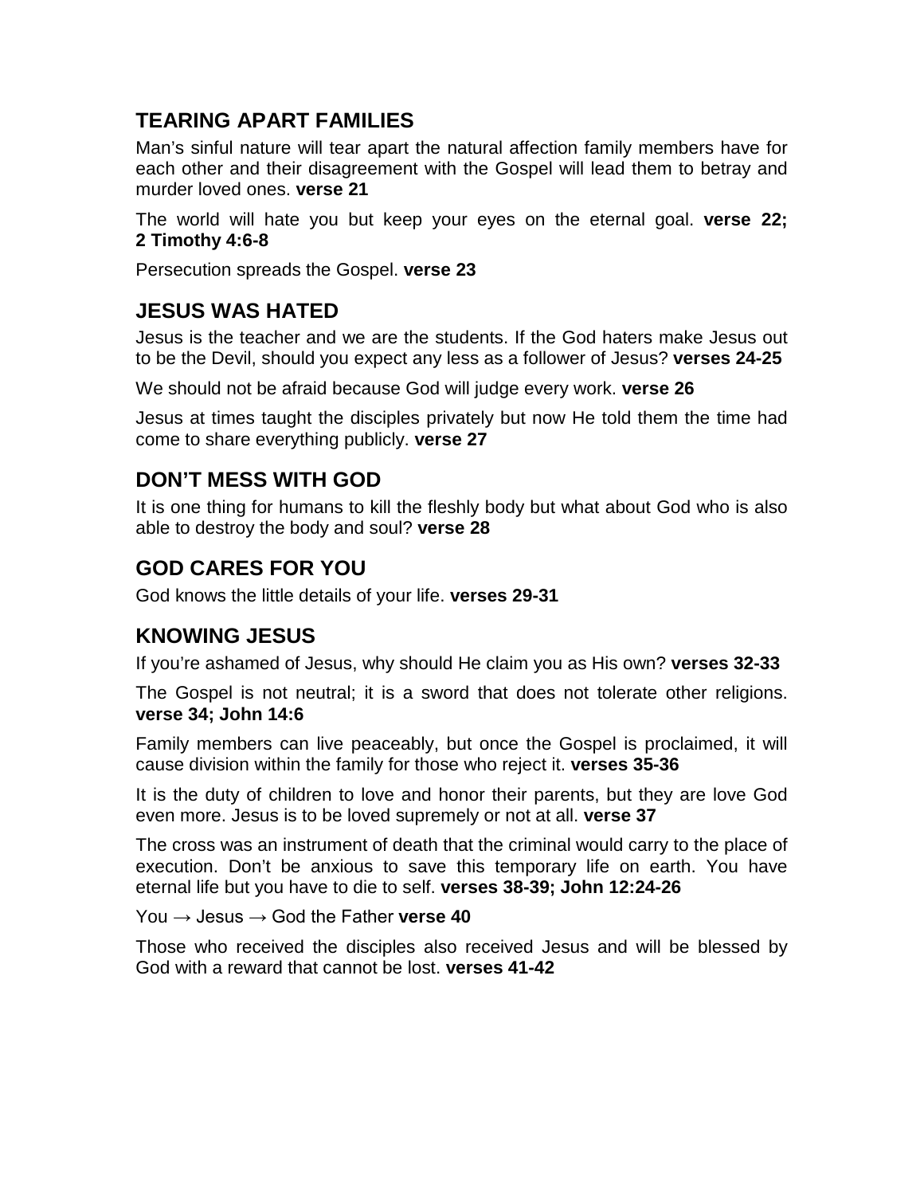## TEARING APART FAMILIES

Man's sinful nature will tear apart the natural affection family members have for each other and their disagreement with the Gospel will lead them to betray and murder loved ones. **verse 21**

The world will hate you but keep your eyes on the eternal goal. **verse 22; 2 Timothy 4:6-8**

Persecution spreads the Gospel. **verse 23**

## JESUS WAS HATED

Jesus is the teacher and we are the students. If the God haters make Jesus out to be the Devil, should you expect any less as a follower of Jesus? **verses 24-25**

We should not be afraid because God will judge every work. **verse 26**

Jesus at times taught the disciples privately but now He told them the time had come to share everything publicly. **verse 27**

## DON'T MESS WITH GOD

It is one thing for humans to kill the fleshly body but what about God who is also able to destroy the body and soul? **verse 28**

## GOD CARES FOR YOU

God knows the little details of your life. **verses 29-31**

## KNOWING JESUS

If you're ashamed of Jesus, why should He claim you as His own? **verses 32-33**

The Gospel is not neutral; it is a sword that does not tolerate other religions. **verse 34; John 14:6**

Family members can live peaceably, but once the Gospel is proclaimed, it will cause division within the family for those who reject it. **verses 35-36**

It is the duty of children to love and honor their parents, but they are love God even more. Jesus is to be loved supremely or not at all. **verse 37**

The cross was an instrument of death that the criminal would carry to the place of execution. Don't be anxious to save this temporary life on earth. You have eternal life but you have to die to self. **verses 38-39; John 12:24-26**

You → Jesus → God the Father **verse 40**

Those who received the disciples also received Jesus and will be blessed by God with a reward that cannot be lost. **verses 41-42**